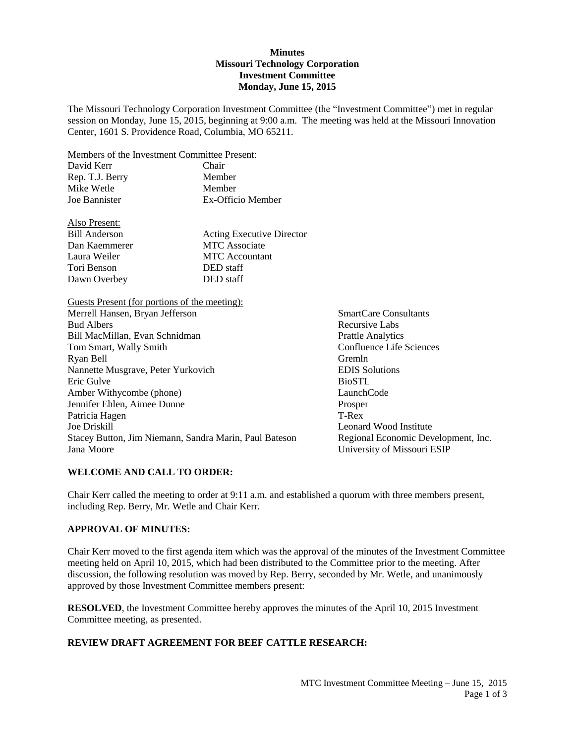**Minutes**
**Missouri Technology Corporation**
**Investment Committee**
**Monday, June 15, 2015**

The Missouri Technology Corporation Investment Committee (the "Investment Committee") met in regular session on Monday, June 15, 2015, beginning at 9:00 a.m. The meeting was held at the Missouri Innovation Center, 1601 S. Providence Road, Columbia, MO 65211.

Members of the Investment Committee Present:

| | |
|---|---|
| David Kerr | Chair |
| Rep. T.J. Berry | Member |
| Mike Wetle | Member |
| Joe Bannister | Ex-Officio Member |

Also Present:

| | |
|---|---|
| Bill Anderson | Acting Executive Director |
| Dan Kaemmerer | MTC Associate |
| Laura Weiler | MTC Accountant |
| Tori Benson | DED staff |
| Dawn Overbey | DED staff |

Guests Present (for portions of the meeting):

| | |
|---|---|
| Merrell Hansen, Bryan Jefferson | SmartCare Consultants |
| Bud Albers | Recursive Labs |
| Bill MacMillan, Evan Schnidman | Prattle Analytics |
| Tom Smart, Wally Smith | Confluence Life Sciences |
| Ryan Bell | Gremln |
| Nannette Musgrave, Peter Yurkovich | EDIS Solutions |
| Eric Gulve | BioSTL |
| Amber Withycombe (phone) | LaunchCode |
| Jennifer Ehlen, Aimee Dunne | Prosper |
| Patricia Hagen | T-Rex |
| Joe Driskill | Leonard Wood Institute |
| Stacey Button, Jim Niemann, Sandra Marin, Paul Bateson | Regional Economic Development, Inc. |
| Jana Moore | University of Missouri ESIP |

**WELCOME AND CALL TO ORDER:**

Chair Kerr called the meeting to order at 9:11 a.m. and established a quorum with three members present, including Rep. Berry, Mr. Wetle and Chair Kerr.

**APPROVAL OF MINUTES:**

Chair Kerr moved to the first agenda item which was the approval of the minutes of the Investment Committee meeting held on April 10, 2015, which had been distributed to the Committee prior to the meeting. After discussion, the following resolution was moved by Rep. Berry, seconded by Mr. Wetle, and unanimously approved by those Investment Committee members present:

**RESOLVED**, the Investment Committee hereby approves the minutes of the April 10, 2015 Investment Committee meeting, as presented.

**REVIEW DRAFT AGREEMENT FOR BEEF CATTLE RESEARCH:**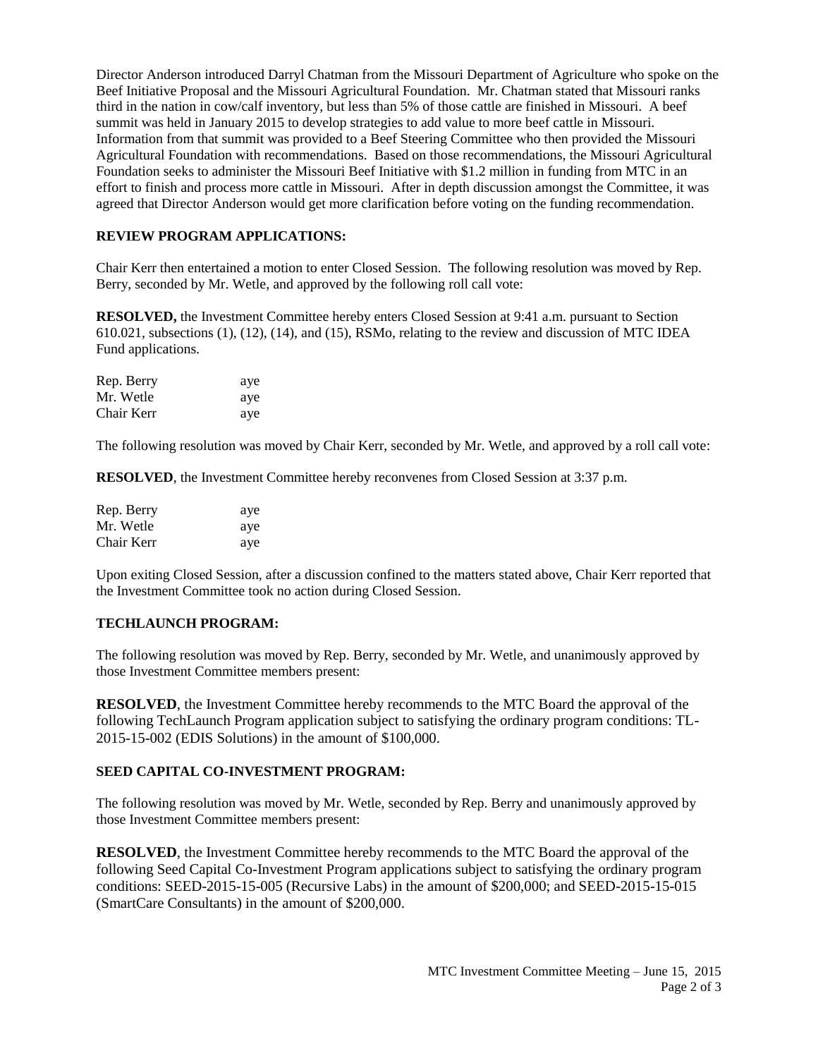Director Anderson introduced Darryl Chatman from the Missouri Department of Agriculture who spoke on the Beef Initiative Proposal and the Missouri Agricultural Foundation. Mr. Chatman stated that Missouri ranks third in the nation in cow/calf inventory, but less than 5% of those cattle are finished in Missouri. A beef summit was held in January 2015 to develop strategies to add value to more beef cattle in Missouri. Information from that summit was provided to a Beef Steering Committee who then provided the Missouri Agricultural Foundation with recommendations. Based on those recommendations, the Missouri Agricultural Foundation seeks to administer the Missouri Beef Initiative with $1.2 million in funding from MTC in an effort to finish and process more cattle in Missouri. After in depth discussion amongst the Committee, it was agreed that Director Anderson would get more clarification before voting on the funding recommendation.

**REVIEW PROGRAM APPLICATIONS:**

Chair Kerr then entertained a motion to enter Closed Session. The following resolution was moved by Rep. Berry, seconded by Mr. Wetle, and approved by the following roll call vote:

**RESOLVED,** the Investment Committee hereby enters Closed Session at 9:41 a.m. pursuant to Section 610.021, subsections (1), (12), (14), and (15), RSMo, relating to the review and discussion of MTC IDEA Fund applications.

| | |
|---|---|
| Rep. Berry | aye |
| Mr. Wetle | aye |
| Chair Kerr | aye |

The following resolution was moved by Chair Kerr, seconded by Mr. Wetle, and approved by a roll call vote:

**RESOLVED**, the Investment Committee hereby reconvenes from Closed Session at 3:37 p.m.

| | |
|---|---|
| Rep. Berry | aye |
| Mr. Wetle | aye |
| Chair Kerr | aye |

Upon exiting Closed Session, after a discussion confined to the matters stated above, Chair Kerr reported that the Investment Committee took no action during Closed Session.

**TECHLAUNCH PROGRAM:**

The following resolution was moved by Rep. Berry, seconded by Mr. Wetle, and unanimously approved by those Investment Committee members present:

**RESOLVED**, the Investment Committee hereby recommends to the MTC Board the approval of the following TechLaunch Program application subject to satisfying the ordinary program conditions: TL-2015-15-002 (EDIS Solutions) in the amount of $100,000.

**SEED CAPITAL CO-INVESTMENT PROGRAM:**

The following resolution was moved by Mr. Wetle, seconded by Rep. Berry and unanimously approved by those Investment Committee members present:

**RESOLVED**, the Investment Committee hereby recommends to the MTC Board the approval of the following Seed Capital Co-Investment Program applications subject to satisfying the ordinary program conditions: SEED-2015-15-005 (Recursive Labs) in the amount of $200,000; and SEED-2015-15-015 (SmartCare Consultants) in the amount of $200,000.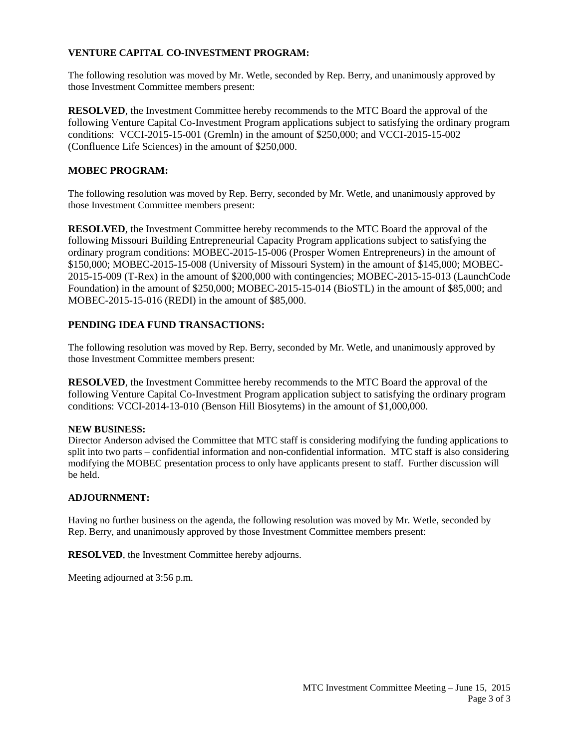## VENTURE CAPITAL CO-INVESTMENT PROGRAM:

The following resolution was moved by Mr. Wetle, seconded by Rep. Berry, and unanimously approved by those Investment Committee members present:

**RESOLVED**, the Investment Committee hereby recommends to the MTC Board the approval of the following Venture Capital Co-Investment Program applications subject to satisfying the ordinary program conditions: VCCI-2015-15-001 (Gremln) in the amount of $250,000; and VCCI-2015-15-002 (Confluence Life Sciences) in the amount of $250,000.

## MOBEC PROGRAM:

The following resolution was moved by Rep. Berry, seconded by Mr. Wetle, and unanimously approved by those Investment Committee members present:

**RESOLVED**, the Investment Committee hereby recommends to the MTC Board the approval of the following Missouri Building Entrepreneurial Capacity Program applications subject to satisfying the ordinary program conditions: MOBEC-2015-15-006 (Prosper Women Entrepreneurs) in the amount of $150,000; MOBEC-2015-15-008 (University of Missouri System) in the amount of $145,000; MOBEC-2015-15-009 (T-Rex) in the amount of $200,000 with contingencies; MOBEC-2015-15-013 (LaunchCode Foundation) in the amount of $250,000; MOBEC-2015-15-014 (BioSTL) in the amount of $85,000; and MOBEC-2015-15-016 (REDI) in the amount of $85,000.

## PENDING IDEA FUND TRANSACTIONS:

The following resolution was moved by Rep. Berry, seconded by Mr. Wetle, and unanimously approved by those Investment Committee members present:

**RESOLVED**, the Investment Committee hereby recommends to the MTC Board the approval of the following Venture Capital Co-Investment Program application subject to satisfying the ordinary program conditions: VCCI-2014-13-010 (Benson Hill Biosytems) in the amount of $1,000,000.

## NEW BUSINESS:

Director Anderson advised the Committee that MTC staff is considering modifying the funding applications to split into two parts – confidential information and non-confidential information. MTC staff is also considering modifying the MOBEC presentation process to only have applicants present to staff. Further discussion will be held.

## ADJOURNMENT:

Having no further business on the agenda, the following resolution was moved by Mr. Wetle, seconded by Rep. Berry, and unanimously approved by those Investment Committee members present:

**RESOLVED**, the Investment Committee hereby adjourns.

Meeting adjourned at 3:56 p.m.